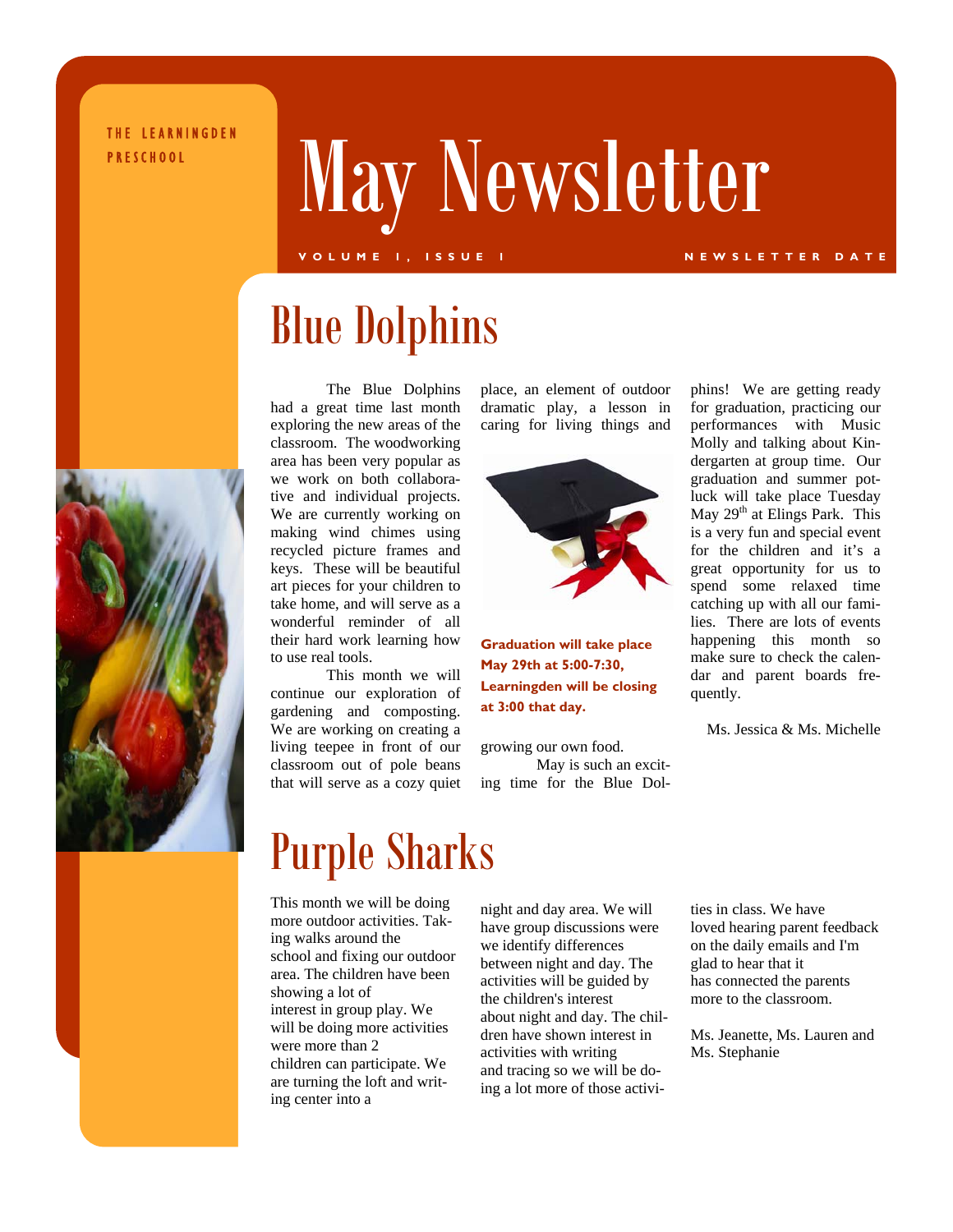THE LEARNINGDEN PRESCHOOL

# May Newsletter

VOLUME 1, ISSUE 1 NEWSLETTER DATE

## Blue Dolphins

The Blue Dolphins had a great time last month exploring the new areas of the classroom. The woodworking area has been very popular as we work on both collaborative and individual projects. We are currently working on making wind chimes using recycled picture frames and keys. These will be beautiful art pieces for your children to take home, and will serve as a wonderful reminder of all their hard work learning how to use real tools.

This month we will continue our exploration of gardening and composting. We are working on creating a living teepee in front of our classroom out of pole beans that will serve as a cozy quiet place, an element of outdoor dramatic play, a lesson in caring for living things and growing our own food.

**Graduation will take place May 29th at 5:00-7:30, Learningden will be closing at 3:00 that day.**

May is such an exciting time for the Blue Dolphins! We are getting ready for graduation, practicing our performances with Music Molly and talking about Kindergarten at group time. Our graduation and summer potluck will take place Tuesday May 29th at Elings Park. This is a very fun and special event for the children and it's a great opportunity for us to spend some relaxed time catching up with all our families. There are lots of events happening this month so make sure to check the calendar and parent boards frequently.

Ms. Jessica & Ms. Michelle

## Purple Sharks

This month we will be doing more outdoor activities. Taking walks around the school and fixing our outdoor area. The children have been showing a lot of interest in group play. We will be doing more activities were more than 2 children can participate. We are turning the loft and writing center into a night and day area. We will have group discussions were we identify differences between night and day. The activities will be guided by the children's interest about night and day. The children have shown interest in activities with writing and tracing so we will be doing a lot more of those activities in class. We have loved hearing parent feedback on the daily emails and I'm glad to hear that it has connected the parents more to the classroom.

Ms. Jeanette, Ms. Lauren and Ms. Stephanie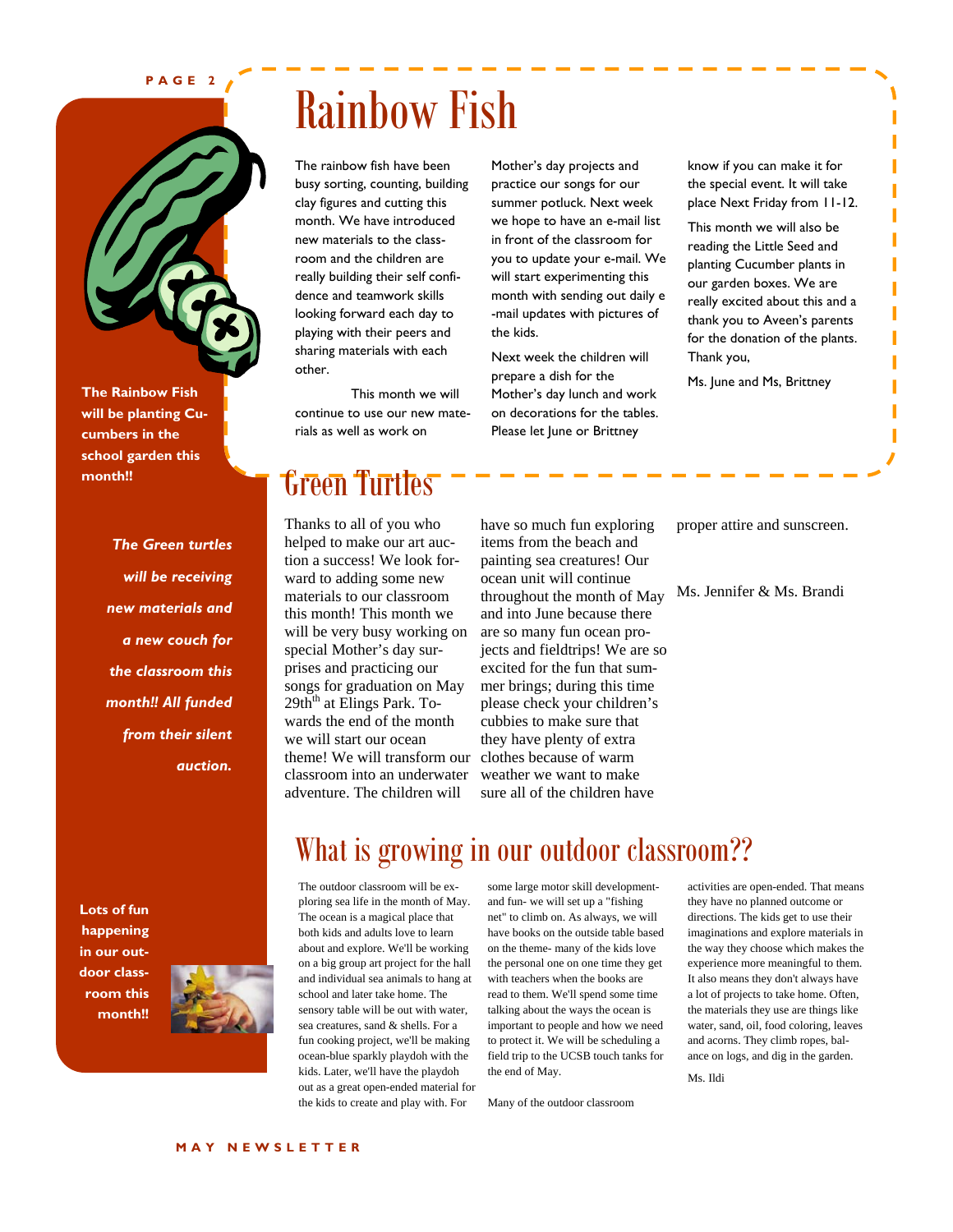# Rainbow Fish

The rainbow fish have been busy sorting, counting, building clay figures and cutting this month. We have introduced new materials to the classroom and the children are really building their self confidence and teamwork skills looking forward each day to playing with their peers and sharing materials with each other.

This month we will continue to use our new materials as well as work on Mother's day projects and practice our songs for our summer potluck. Next week we hope to have an e-mail list in front of the classroom for you to update your e-mail. We will start experimenting this month with sending out daily e-mail updates with pictures of the kids.

Next week the children will prepare a dish for the Mother's day lunch and work on decorations for the tables. Please let June or Brittney know if you can make it for the special event. It will take place Next Friday from 11-12.

This month we will also be reading the Little Seed and planting Cucumber plants in our garden boxes. We are really excited about this and a thank you to Aveen's parents for the donation of the plants.

Thank you,

Ms. June and Ms, Brittney

**The Rainbow Fish will be planting Cucumbers in the school garden this month!!**

# Green Turtles

Thanks to all of you who helped to make our art auction a success! We look forward to adding some new materials to our classroom this month! This month we will be very busy working on special Mother's day surprises and practicing our songs for graduation on May 29th at Elings Park. Towards the end of the month we will start our ocean theme! We will transform our classroom into an underwater adventure. The children will have so much fun exploring items from the beach and painting sea creatures! Our ocean unit will continue throughout the month of May and into June because there are so many fun ocean projects and fieldtrips! We are so excited for the fun that summer brings; during this time please check your children's cubbies to make sure that they have plenty of extra clothes because of warm weather we want to make sure all of the children have proper attire and sunscreen.

Ms. Jennifer & Ms. Brandi

***The Green turtles will be receiving new materials and a new couch for the classroom this month!! All funded from their silent auction.***

# What is growing in our outdoor classroom??

The outdoor classroom will be exploring sea life in the month of May. The ocean is a magical place that both kids and adults love to learn about and explore. We'll be working on a big group art project for the hall and individual sea animals to hang at school and later take home. The sensory table will be out with water, sea creatures, sand & shells. For a fun cooking project, we'll be making ocean-blue sparkly playdoh with the kids. Later, we'll have the playdoh out as a great open-ended material for the kids to create and play with. For some large motor skill development- and fun- we will set up a "fishing net" to climb on. As always, we will have books on the outside table based on the theme- many of the kids love the personal one on one time they get with teachers when the books are read to them. We'll spend some time talking about the ways the ocean is important to people and how we need to protect it. We will be scheduling a field trip to the UCSB touch tanks for the end of May.

Many of the outdoor classroom activities are open-ended. That means they have no planned outcome or directions. The kids get to use their imaginations and explore materials in the way they choose which makes the experience more meaningful to them. It also means they don't always have a lot of projects to take home. Often, the materials they use are things like water, sand, oil, food coloring, leaves and acorns. They climb ropes, balance on logs, and dig in the garden.

Ms. Ildi

**Lots of fun happening in our outdoor classroom this month!!**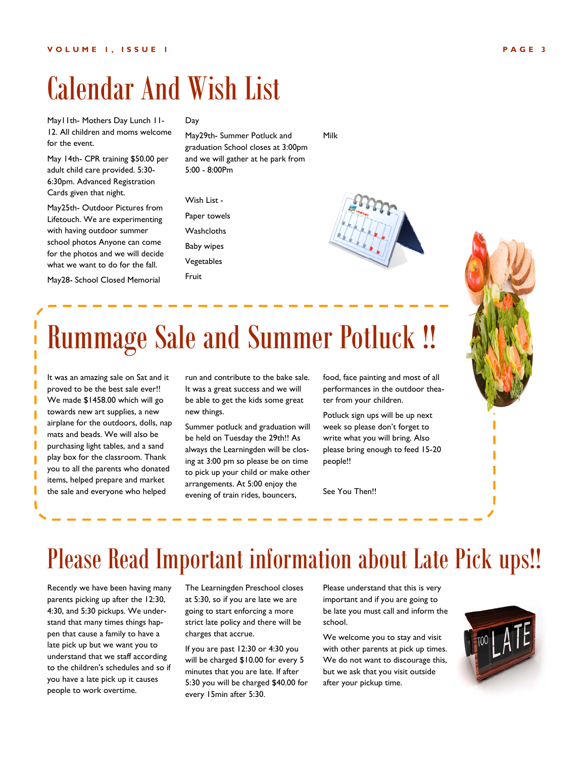# Calendar And Wish List

May11th- Mothers Day Lunch 11-12. All children and moms welcome for the event.

May 14th- CPR training $50.00 per adult child care provided. 5:30-6:30pm. Advanced Registration Cards given that night.

May25th- Outdoor Pictures from Lifetouch. We are experimenting with having outdoor summer school photos Anyone can come for the photos and we will decide what we want to do for the fall.

May28- School Closed Memorial Day

May29th- Summer Potluck and graduation School closes at 3:00pm and we will gather at he park from 5:00 - 8:00Pm

Wish List -

Paper towels

Washcloths

Baby wipes

Vegetables

Fruit

Milk

# Rummage Sale and Summer Potluck !!

It was an amazing sale on Sat and it proved to be the best sale ever!! We made $1458.00 which will go towards new art supplies, a new airplane for the outdoors, dolls, nap mats and beads. We will also be purchasing light tables, and a sand play box for the classroom. Thank you to all the parents who donated items, helped prepare and market the sale and everyone who helped run and contribute to the bake sale. It was a great success and we will be able to get the kids some great new things.

Summer potluck and graduation will be held on Tuesday the 29th!! As always the Learningden will be closing at 3:00 pm so please be on time to pick up your child or make other arrangements. At 5:00 enjoy the evening of train rides, bouncers, food, face painting and most of all performances in the outdoor theater from your children.

Potluck sign ups will be up next week so please don't forget to write what you will bring. Also please bring enough to feed 15-20 people!!

See You Then!!

# Please Read Important information about Late Pick ups!!

Recently we have been having many parents picking up after the 12:30, 4:30, and 5:30 pickups. We understand that many times things happen that cause a family to have a late pick up but we want you to understand that we staff according to the children's schedules and so if you have a late pick up it causes people to work overtime.

The Learningden Preschool closes at 5:30, so if you are late we are going to start enforcing a more strict late policy and there will be charges that accrue.

If you are past 12:30 or 4:30 you will be charged $10.00 for every 5 minutes that you are late. If after 5:30 you will be charged $40.00 for every 15min after 5:30.

Please understand that this is very important and if you are going to be late you must call and inform the school.

We welcome you to stay and visit with other parents at pick up times. We do not want to discourage this, but we ask that you visit outside after your pickup time.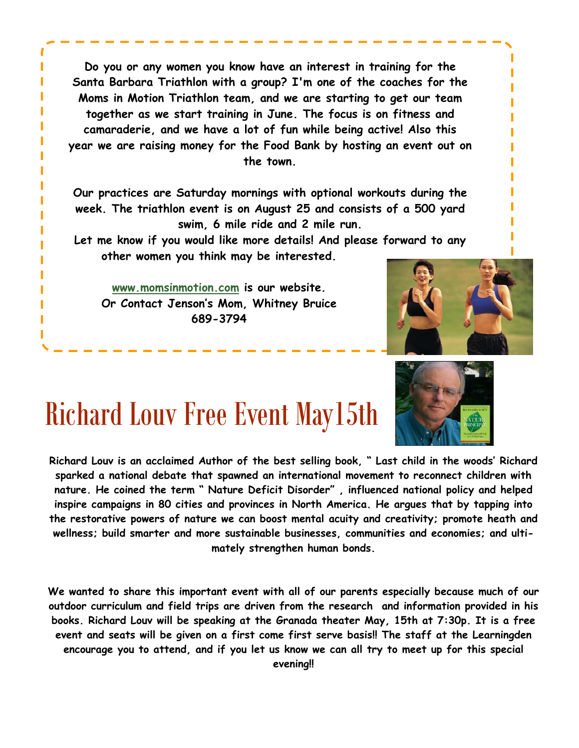**Do you or any women you know have an interest in training for the Santa Barbara Triathlon with a group? I'm one of the coaches for the Moms in Motion Triathlon team, and we are starting to get our team together as we start training in June. The focus is on fitness and camaraderie, and we have a lot of fun while being active! Also this year we are raising money for the Food Bank by hosting an event out on the town.**

**Our practices are Saturday mornings with optional workouts during the week. The triathlon event is on August 25 and consists of a 500 yard swim, 6 mile ride and 2 mile run.**

**Let me know if you would like more details! And please forward to any other women you think may be interested.**

**www.momsinmotion.com is our website.**
**Or Contact Jenson's Mom, Whitney Bruice**
**689-3794**

# Richard Louv Free Event May15th

**Richard Louv is an acclaimed Author of the best selling book, " Last child in the woods' Richard sparked a national debate that spawned an international movement to reconnect children with nature. He coined the term " Nature Deficit Disorder" , influenced national policy and helped inspire campaigns in 80 cities and provinces in North America. He argues that by tapping into the restorative powers of nature we can boost mental acuity and creativity; promote heath and wellness; build smarter and more sustainable businesses, communities and economies; and ultimately strengthen human bonds.**

**We wanted to share this important event with all of our parents especially because much of our outdoor curriculum and field trips are driven from the research and information provided in his books. Richard Louv will be speaking at the Granada theater May, 15th at 7:30p. It is a free event and seats will be given on a first come first serve basis!! The staff at the Learningden encourage you to attend, and if you let us know we can all try to meet up for this special evening!!**